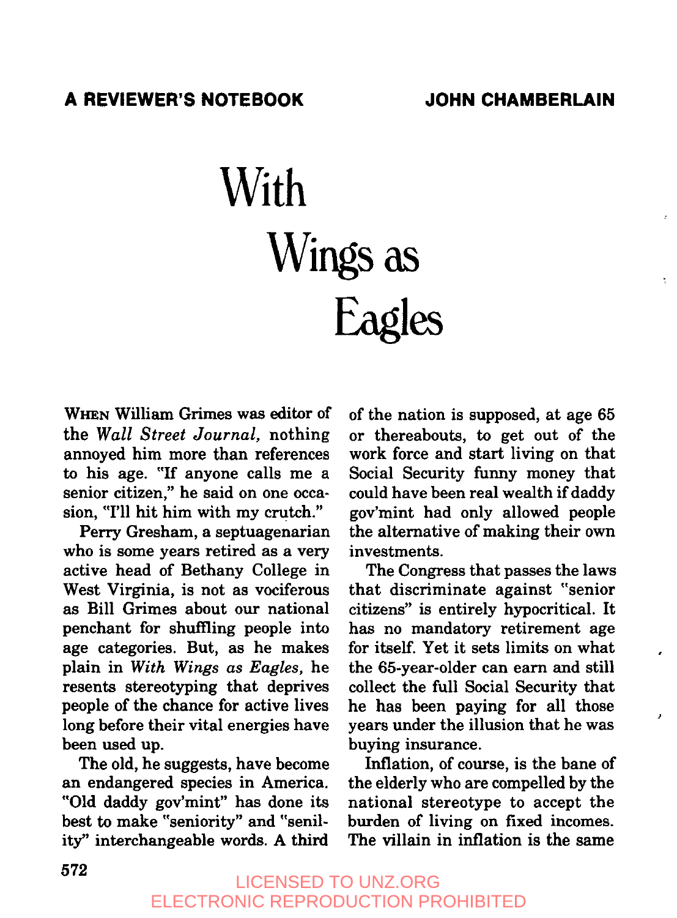# With Wings as Eagles

WHEN William Grimes was editor of the *Wall Street Journal*, nothing annoyed him more than references to his age. "If anyone calls me a senior citizen," he said on one occasion, "I'll hit him with my crutch."

Perry Gresham, a septuagenarian who is some years retired as a very active head of Bethany College in West Virginia, is not as vociferous as Bill Grimes about our national penchant for shuffling people into age categories. But, as he makes plain in *With Wings as Eagles*, he resents stereotyping that deprives people of the chance for active lives long before their vital energies have been used up.

The old, he suggests, have become an endangered species in America. "Old daddy gov'mint" has done its best to make "seniority" and "senility" interchangeable words. A third of the nation is supposed, at age 65 or thereabouts, to get out of the work force and start living on that Social Security funny money that could have been real wealth if daddy gov'mint had only allowed people the alternative of making their own investments.

The Congress that passes the laws that discriminate against "senior citizens" is entirely hypocritical. It has no mandatory retirement age for itself. Yet it sets limits on what the 65-year-older can earn and still collect the full Social Security that he has been paying for all those years under the illusion that he was buying insurance.

Inflation, of course, is the bane of the elderly who are compelled by the national stereotype to accept the burden of living on fixed incomes. The villain in inflation is the same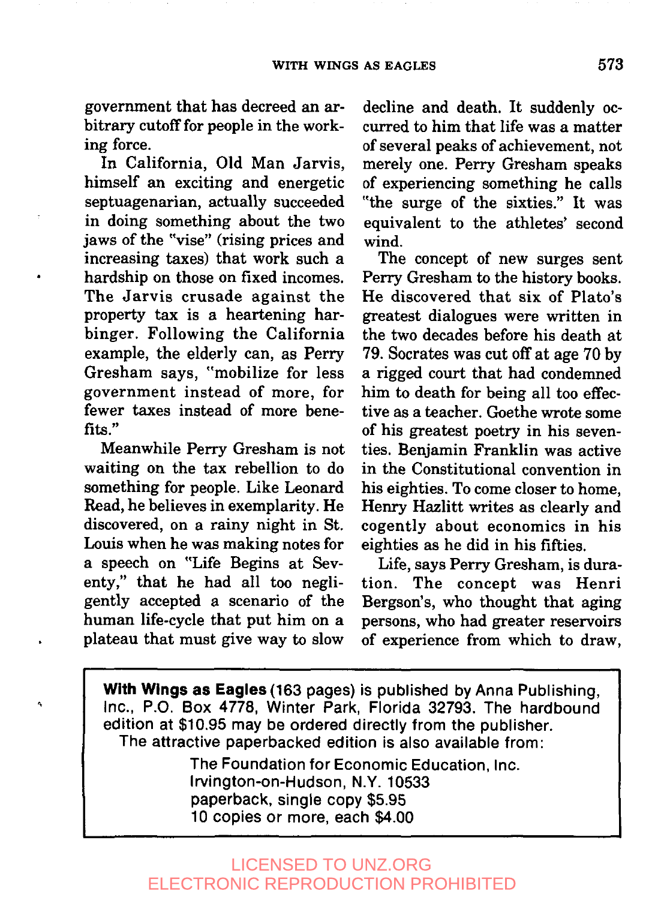government that has decreed an arbitrary cutoff for people in the working force.

In California, Old Man Jarvis, himself an exciting and energetic septuagenarian, actually succeeded in doing something about the two jaws of the "vise" (rising prices and increasing taxes) that work such a hardship on those on fixed incomes. The Jarvis crusade against the property tax is a heartening harbinger. Following the California example, the elderly can, as Perry Gresham says, "mobilize for less government instead of more, for fewer taxes instead of more benefits."

Meanwhile Perry Gresham is not waiting on the tax rebellion to do something for people. Like Leonard Read, he believes in exemplarity. He discovered, on a rainy night in St. Louis when he was making notes for a speech on "Life Begins at Seventy," that he had all too negligently accepted a scenario of the human life-cycle that put him on a plateau that must give way to slow decline and death. It suddenly occurred to him that life was a matter of several peaks of achievement, not merely one. Perry Gresham speaks of experiencing something he calls "the surge of the sixties." It was equivalent to the athletes' second wind.

The concept of new surges sent Perry Gresham to the history books. He discovered that six of Plato's greatest dialogues were written in the two decades before his death at 79. Socrates was cut off at age 70 by a rigged court that had condemned him to death for being all too effective as a teacher. Goethe wrote some of his greatest poetry in his seventies. Benjamin Franklin was active in the Constitutional convention in his eighties. To come closer to home, Henry Hazlitt writes as clearly and cogently about economics in his eighties as he did in his fifties.

Life, says Perry Gresham, is duration. The concept was Henri Bergson's, who thought that aging persons, who had greater reservoirs of experience from which to draw,

---

**With Wings as Eagles** (163 pages) is published by Anna Publishing, Inc., P.O. Box 4778, Winter Park, Florida 32793. The hardbound edition at $10.95 may be ordered directly from the publisher.
The attractive paperbacked edition is also available from:

The Foundation for Economic Education, Inc.
Irvington-on-Hudson, N.Y. 10533
paperback, single copy $5.95
10 copies or more, each $4.00

---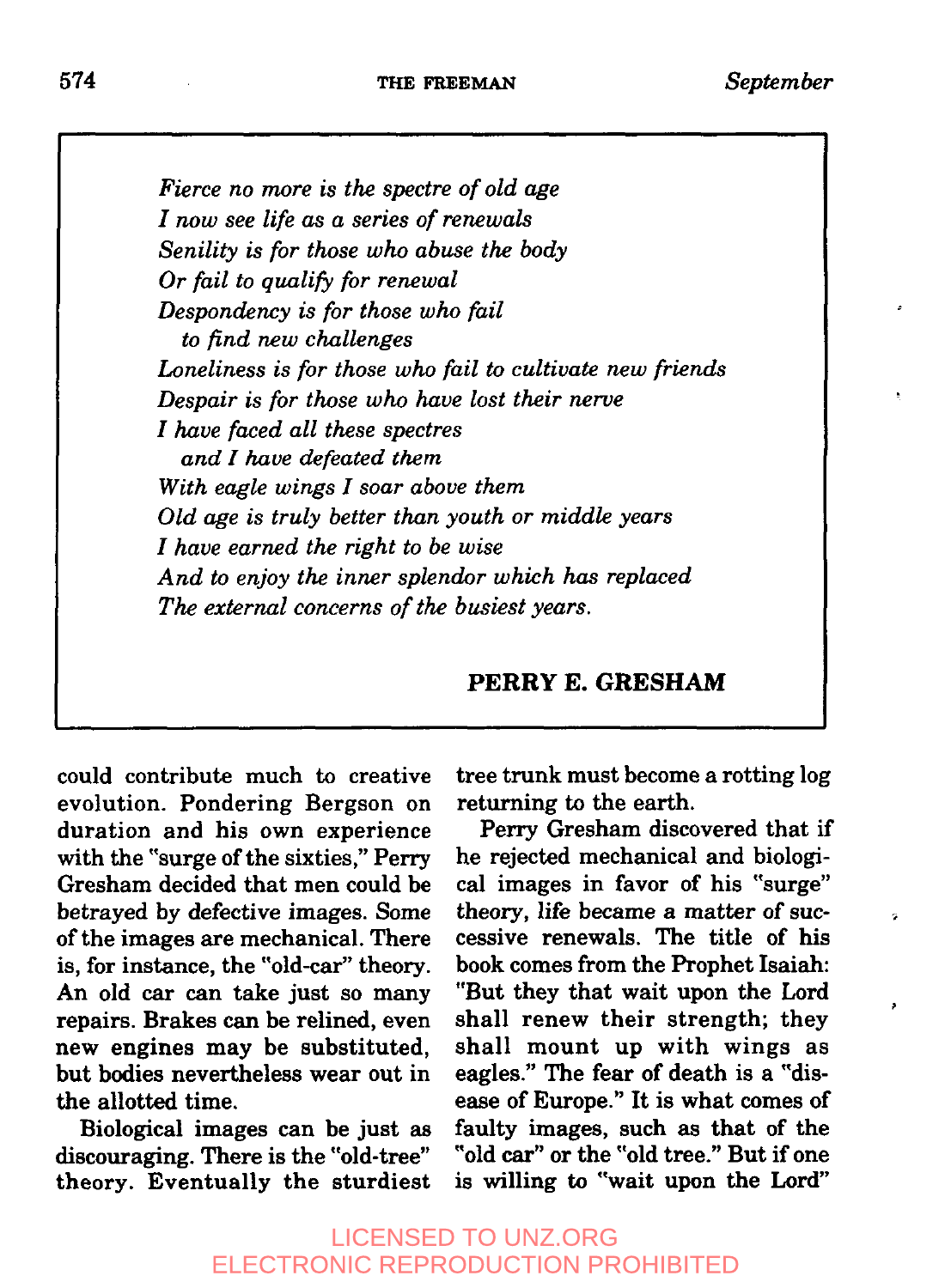*Fierce no more is the spectre of old age*
*I now see life as a series of renewals*
*Senility is for those who abuse the body*
*Or fail to qualify for renewal*
*Despondency is for those who fail*
*to find new challenges*
*Loneliness is for those who fail to cultivate new friends*
*Despair is for those who have lost their nerve*
*I have faced all these spectres*
*and I have defeated them*
*With eagle wings I soar above them*
*Old age is truly better than youth or middle years*
*I have earned the right to be wise*
*And to enjoy the inner splendor which has replaced*
*The external concerns of the busiest years.*

**PERRY E. GRESHAM**

could contribute much to creative evolution. Pondering Bergson on duration and his own experience with the "surge of the sixties," Perry Gresham decided that men could be betrayed by defective images. Some of the images are mechanical. There is, for instance, the "old-car" theory. An old car can take just so many repairs. Brakes can be relined, even new engines may be substituted, but bodies nevertheless wear out in the allotted time.

Biological images can be just as discouraging. There is the "old-tree" theory. Eventually the sturdiest tree trunk must become a rotting log returning to the earth.

Perry Gresham discovered that if he rejected mechanical and biological images in favor of his "surge" theory, life became a matter of successive renewals. The title of his book comes from the Prophet Isaiah: "But they that wait upon the Lord shall renew their strength; they shall mount up with wings as eagles." The fear of death is a "disease of Europe." It is what comes of faulty images, such as that of the "old car" or the "old tree." But if one is willing to "wait upon the Lord"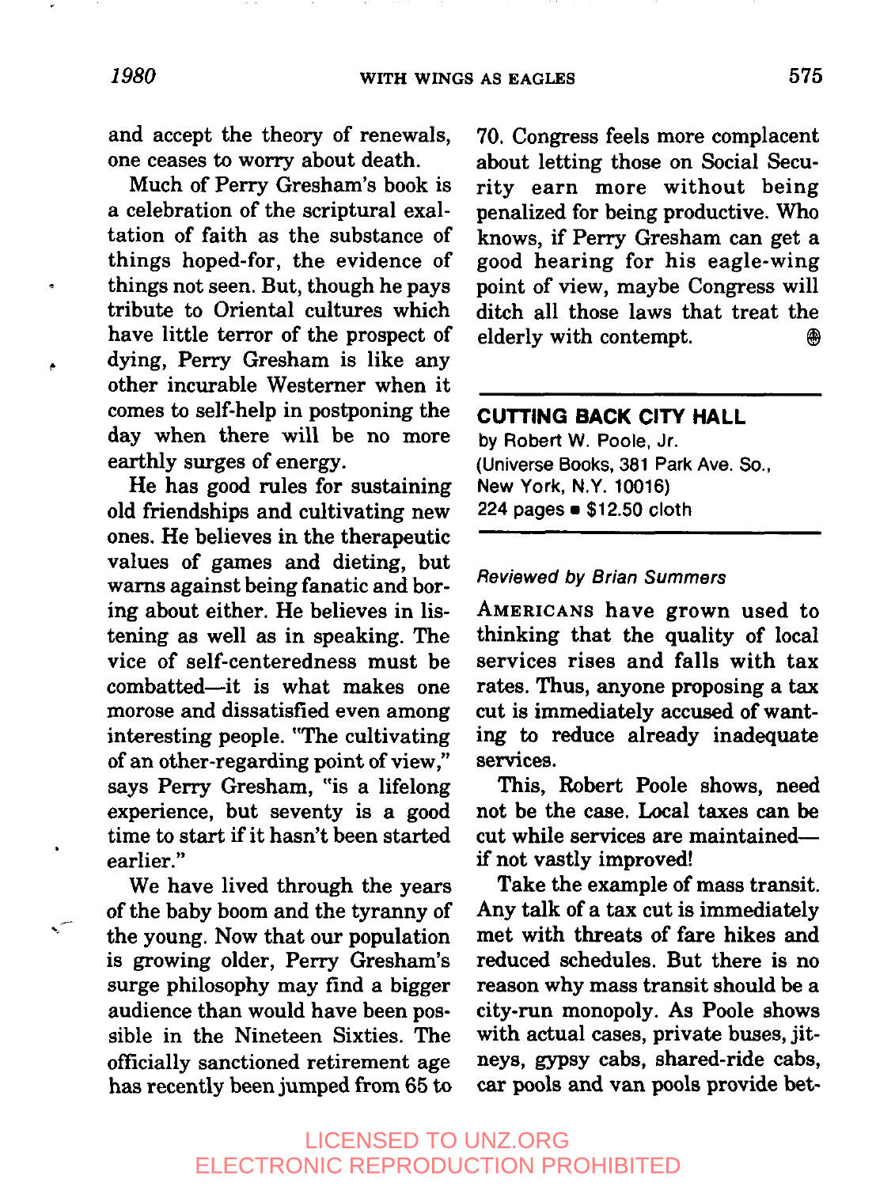and accept the theory of renewals, one ceases to worry about death.

Much of Perry Gresham's book is a celebration of the scriptural exaltation of faith as the substance of things hoped-for, the evidence of things not seen. But, though he pays tribute to Oriental cultures which have little terror of the prospect of dying, Perry Gresham is like any other incurable Westerner when it comes to self-help in postponing the day when there will be no more earthly surges of energy.

He has good rules for sustaining old friendships and cultivating new ones. He believes in the therapeutic values of games and dieting, but warns against being fanatic and boring about either. He believes in listening as well as in speaking. The vice of self-centeredness must be combatted—it is what makes one morose and dissatisfied even among interesting people. "The cultivating of an other-regarding point of view," says Perry Gresham, "is a lifelong experience, but seventy is a good time to start if it hasn't been started earlier."

We have lived through the years of the baby boom and the tyranny of the young. Now that our population is growing older, Perry Gresham's surge philosophy may find a bigger audience than would have been possible in the Nineteen Sixties. The officially sanctioned retirement age has recently been jumped from 65 to 70. Congress feels more complacent about letting those on Social Security earn more without being penalized for being productive. Who knows, if Perry Gresham can get a good hearing for his eagle-wing point of view, maybe Congress will ditch all those laws that treat the elderly with contempt.

---

## CUTTING BACK CITY HALL

by Robert W. Poole, Jr.
(Universe Books, 381 Park Ave. So., New York, N.Y. 10016)
224 pages • $12.50 cloth

---

*Reviewed by Brian Summers*

AMERICANS have grown used to thinking that the quality of local services rises and falls with tax rates. Thus, anyone proposing a tax cut is immediately accused of wanting to reduce already inadequate services.

This, Robert Poole shows, need not be the case. Local taxes can be cut while services are maintained—if not vastly improved!

Take the example of mass transit. Any talk of a tax cut is immediately met with threats of fare hikes and reduced schedules. But there is no reason why mass transit should be a city-run monopoly. As Poole shows with actual cases, private buses, jitneys, gypsy cabs, shared-ride cabs, car pools and van pools provide bet-